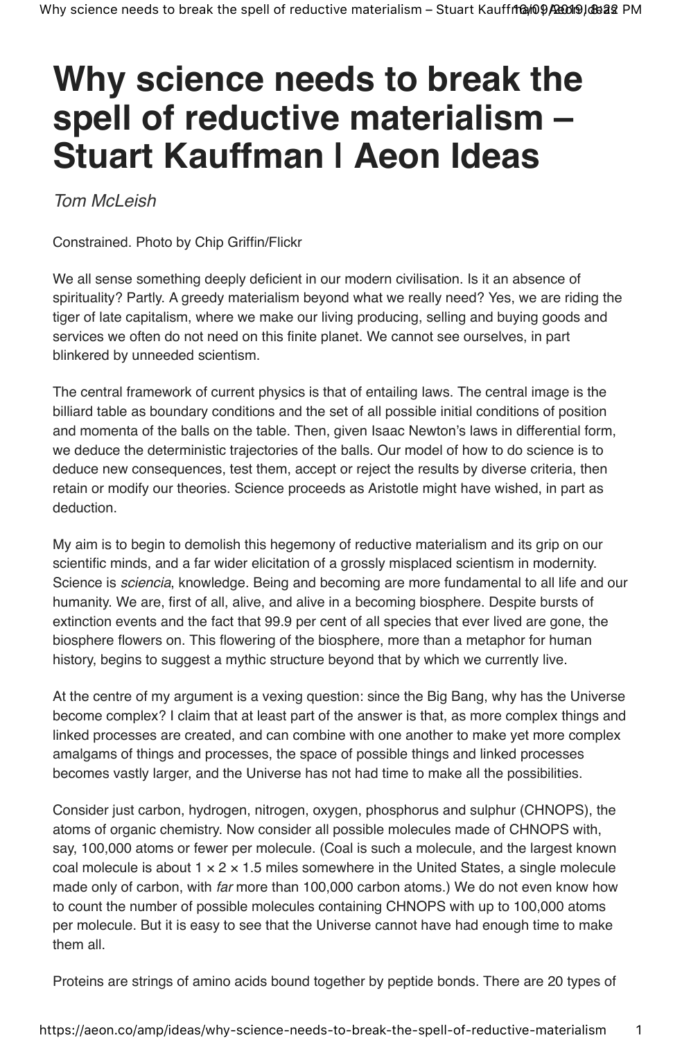# Why science needs to break the spell of reductive materialism – Stuart Kauffman | Aeon Ideas

*Tom McLeish*

Constrained. Photo by Chip Griffin/Flickr

We all sense something deeply deficient in our modern civilisation. Is it an absence of spirituality? Partly. A greedy materialism beyond what we really need? Yes, we are riding the tiger of late capitalism, where we make our living producing, selling and buying goods and services we often do not need on this finite planet. We cannot see ourselves, in part blinkered by unneeded scientism.

The central framework of current physics is that of entailing laws. The central image is the billiard table as boundary conditions and the set of all possible initial conditions of position and momenta of the balls on the table. Then, given Isaac Newton's laws in differential form, we deduce the deterministic trajectories of the balls. Our model of how to do science is to deduce new consequences, test them, accept or reject the results by diverse criteria, then retain or modify our theories. Science proceeds as Aristotle might have wished, in part as deduction.

My aim is to begin to demolish this hegemony of reductive materialism and its grip on our scientific minds, and a far wider elicitation of a grossly misplaced scientism in modernity. Science is *sciencia*, knowledge. Being and becoming are more fundamental to all life and our humanity. We are, first of all, alive, and alive in a becoming biosphere. Despite bursts of extinction events and the fact that 99.9 per cent of all species that ever lived are gone, the biosphere flowers on. This flowering of the biosphere, more than a metaphor for human history, begins to suggest a mythic structure beyond that by which we currently live.

At the centre of my argument is a vexing question: since the Big Bang, why has the Universe become complex? I claim that at least part of the answer is that, as more complex things and linked processes are created, and can combine with one another to make yet more complex amalgams of things and processes, the space of possible things and linked processes becomes vastly larger, and the Universe has not had time to make all the possibilities.

Consider just carbon, hydrogen, nitrogen, oxygen, phosphorus and sulphur (CHNOPS), the atoms of organic chemistry. Now consider all possible molecules made of CHNOPS with, say, 100,000 atoms or fewer per molecule. (Coal is such a molecule, and the largest known coal molecule is about 1 × 2 × 1.5 miles somewhere in the United States, a single molecule made only of carbon, with *far* more than 100,000 carbon atoms.) We do not even know how to count the number of possible molecules containing CHNOPS with up to 100,000 atoms per molecule. But it is easy to see that the Universe cannot have had enough time to make them all.

Proteins are strings of amino acids bound together by peptide bonds. There are 20 types of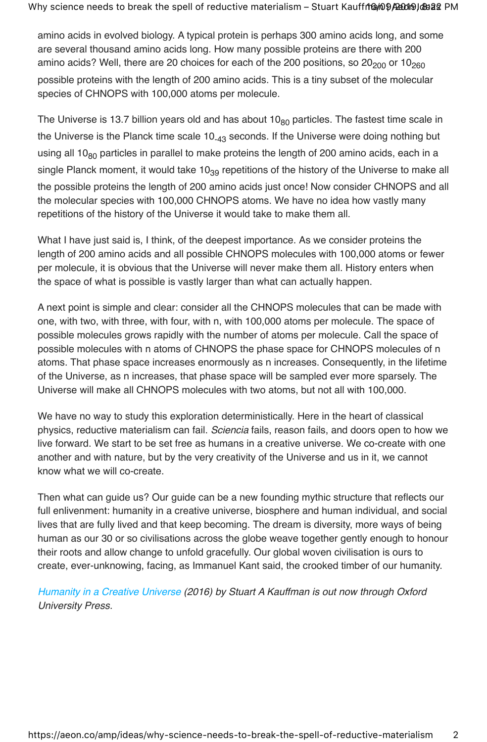amino acids in evolved biology. A typical protein is perhaps 300 amino acids long, and some are several thousand amino acids long. How many possible proteins are there with 200 amino acids? Well, there are 20 choices for each of the 200 positions, so $20_{200}$ or $10_{260}$ possible proteins with the length of 200 amino acids. This is a tiny subset of the molecular species of CHNOPS with 100,000 atoms per molecule.

The Universe is 13.7 billion years old and has about $10_{80}$ particles. The fastest time scale in the Universe is the Planck time scale $10_{-43}$ seconds. If the Universe were doing nothing but using all $10_{80}$ particles in parallel to make proteins the length of 200 amino acids, each in a single Planck moment, it would take $10_{39}$ repetitions of the history of the Universe to make all the possible proteins the length of 200 amino acids just once! Now consider CHNOPS and all the molecular species with 100,000 CHNOPS atoms. We have no idea how vastly many repetitions of the history of the Universe it would take to make them all.

What I have just said is, I think, of the deepest importance. As we consider proteins the length of 200 amino acids and all possible CHNOPS molecules with 100,000 atoms or fewer per molecule, it is obvious that the Universe will never make them all. History enters when the space of what is possible is vastly larger than what can actually happen.

A next point is simple and clear: consider all the CHNOPS molecules that can be made with one, with two, with three, with four, with n, with 100,000 atoms per molecule. The space of possible molecules grows rapidly with the number of atoms per molecule. Call the space of possible molecules with n atoms of CHNOPS the phase space for CHNOPS molecules of n atoms. That phase space increases enormously as n increases. Consequently, in the lifetime of the Universe, as n increases, that phase space will be sampled ever more sparsely. The Universe will make all CHNOPS molecules with two atoms, but not all with 100,000.

We have no way to study this exploration deterministically. Here in the heart of classical physics, reductive materialism can fail. *Sciencia* fails, reason fails, and doors open to how we live forward. We start to be set free as humans in a creative universe. We co-create with one another and with nature, but by the very creativity of the Universe and us in it, we cannot know what we will co-create.

Then what can guide us? Our guide can be a new founding mythic structure that reflects our full enlivenment: humanity in a creative universe, biosphere and human individual, and social lives that are fully lived and that keep becoming. The dream is diversity, more ways of being human as our 30 or so civilisations across the globe weave together gently enough to honour their roots and allow change to unfold gracefully. Our global woven civilisation is ours to create, ever-unknowing, facing, as Immanuel Kant said, the crooked timber of our humanity.

*Humanity in a Creative Universe (2016) by Stuart A Kauffman is out now through Oxford University Press.*